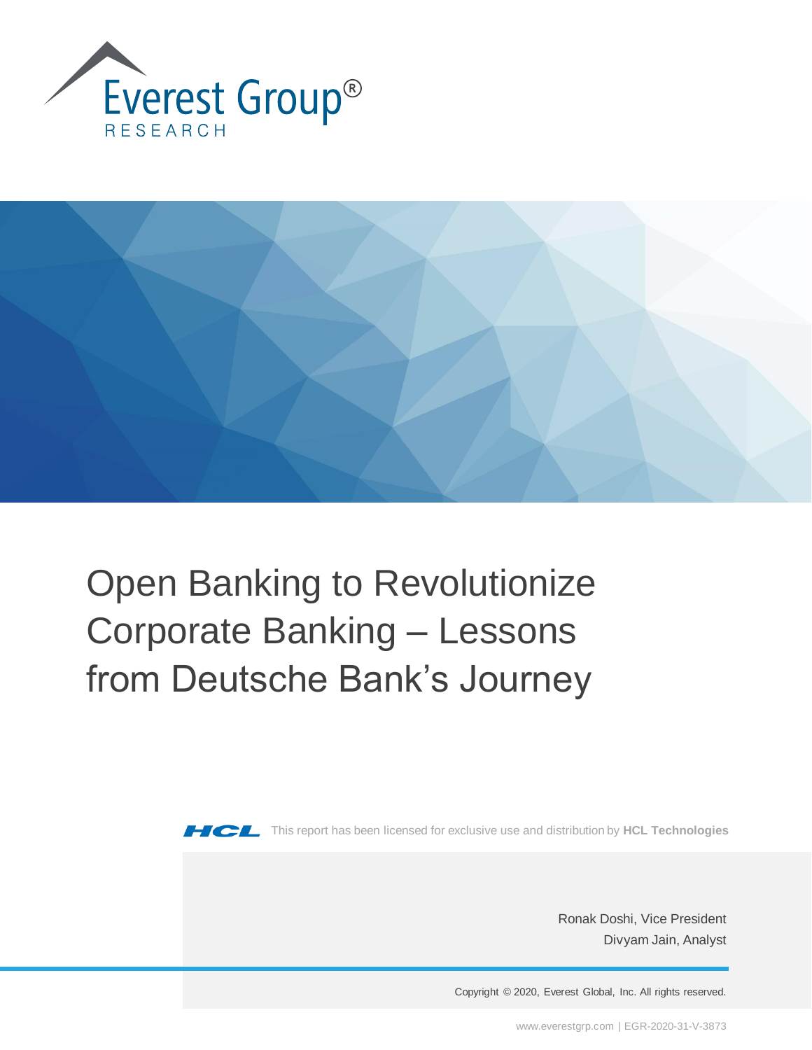Everest Group®
RESEARCH

# Open Banking to Revolutionize Corporate Banking – Lessons from Deutsche Bank's Journey

HCL This report has been licensed for exclusive use and distribution by **HCL Technologies**

Ronak Doshi, Vice President
Divyam Jain, Analyst

Copyright © 2020, Everest Global, Inc. All rights reserved.

www.everestgrp.com | EGR-2020-31-V-3873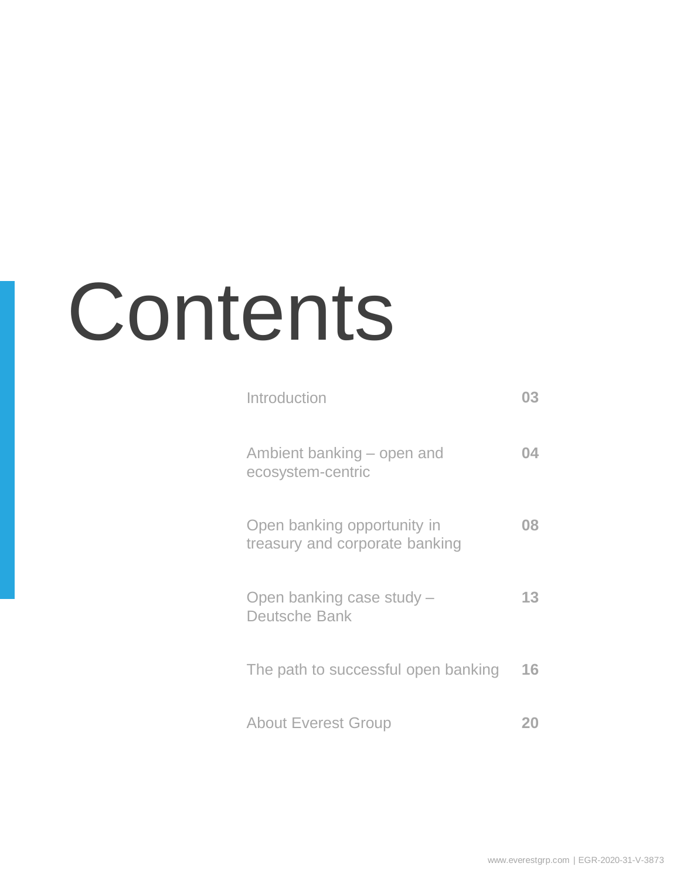# Contents

| | |
|---|---|
| Introduction | **03** |
| Ambient banking – open and ecosystem-centric | **04** |
| Open banking opportunity in treasury and corporate banking | **08** |
| Open banking case study – Deutsche Bank | **13** |
| The path to successful open banking | **16** |
| About Everest Group | **20** |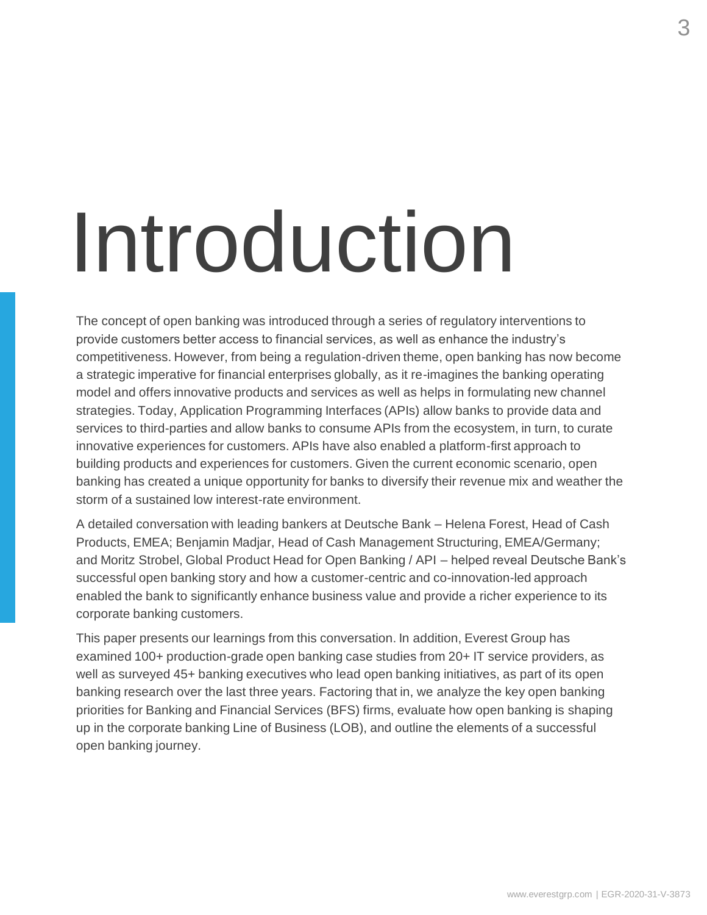# Introduction

The concept of open banking was introduced through a series of regulatory interventions to provide customers better access to financial services, as well as enhance the industry's competitiveness. However, from being a regulation-driven theme, open banking has now become a strategic imperative for financial enterprises globally, as it re-imagines the banking operating model and offers innovative products and services as well as helps in formulating new channel strategies. Today, Application Programming Interfaces (APIs) allow banks to provide data and services to third-parties and allow banks to consume APIs from the ecosystem, in turn, to curate innovative experiences for customers. APIs have also enabled a platform-first approach to building products and experiences for customers. Given the current economic scenario, open banking has created a unique opportunity for banks to diversify their revenue mix and weather the storm of a sustained low interest-rate environment.

A detailed conversation with leading bankers at Deutsche Bank – Helena Forest, Head of Cash Products, EMEA; Benjamin Madjar, Head of Cash Management Structuring, EMEA/Germany; and Moritz Strobel, Global Product Head for Open Banking / API – helped reveal Deutsche Bank's successful open banking story and how a customer-centric and co-innovation-led approach enabled the bank to significantly enhance business value and provide a richer experience to its corporate banking customers.

This paper presents our learnings from this conversation. In addition, Everest Group has examined 100+ production-grade open banking case studies from 20+ IT service providers, as well as surveyed 45+ banking executives who lead open banking initiatives, as part of its open banking research over the last three years. Factoring that in, we analyze the key open banking priorities for Banking and Financial Services (BFS) firms, evaluate how open banking is shaping up in the corporate banking Line of Business (LOB), and outline the elements of a successful open banking journey.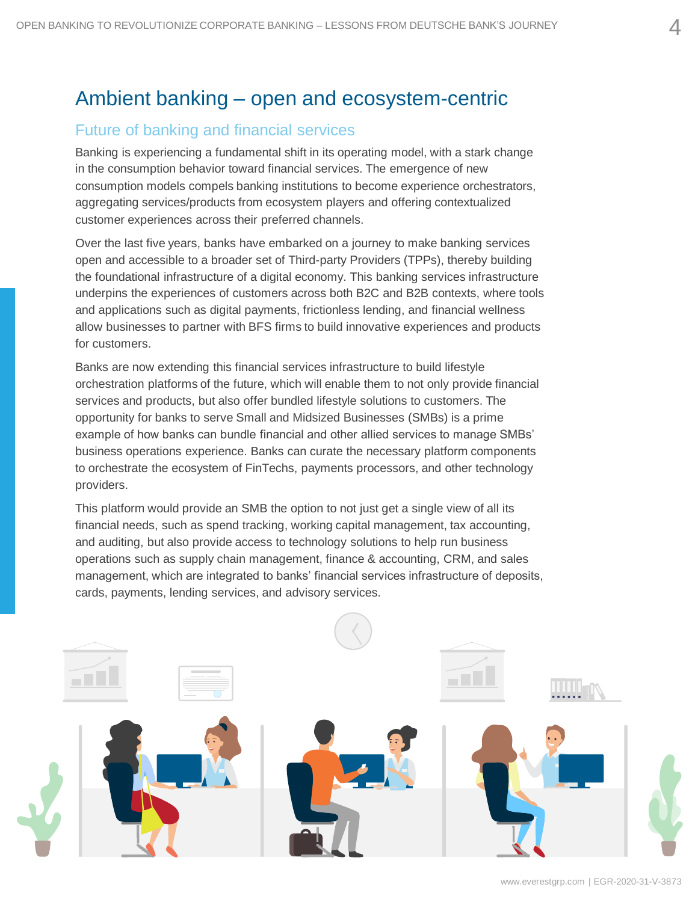# Ambient banking – open and ecosystem-centric

## Future of banking and financial services

Banking is experiencing a fundamental shift in its operating model, with a stark change in the consumption behavior toward financial services. The emergence of new consumption models compels banking institutions to become experience orchestrators, aggregating services/products from ecosystem players and offering contextualized customer experiences across their preferred channels.

Over the last five years, banks have embarked on a journey to make banking services open and accessible to a broader set of Third-party Providers (TPPs), thereby building the foundational infrastructure of a digital economy. This banking services infrastructure underpins the experiences of customers across both B2C and B2B contexts, where tools and applications such as digital payments, frictionless lending, and financial wellness allow businesses to partner with BFS firms to build innovative experiences and products for customers.

Banks are now extending this financial services infrastructure to build lifestyle orchestration platforms of the future, which will enable them to not only provide financial services and products, but also offer bundled lifestyle solutions to customers. The opportunity for banks to serve Small and Midsized Businesses (SMBs) is a prime example of how banks can bundle financial and other allied services to manage SMBs' business operations experience. Banks can curate the necessary platform components to orchestrate the ecosystem of FinTechs, payments processors, and other technology providers.

This platform would provide an SMB the option to not just get a single view of all its financial needs, such as spend tracking, working capital management, tax accounting, and auditing, but also provide access to technology solutions to help run business operations such as supply chain management, finance & accounting, CRM, and sales management, which are integrated to banks' financial services infrastructure of deposits, cards, payments, lending services, and advisory services.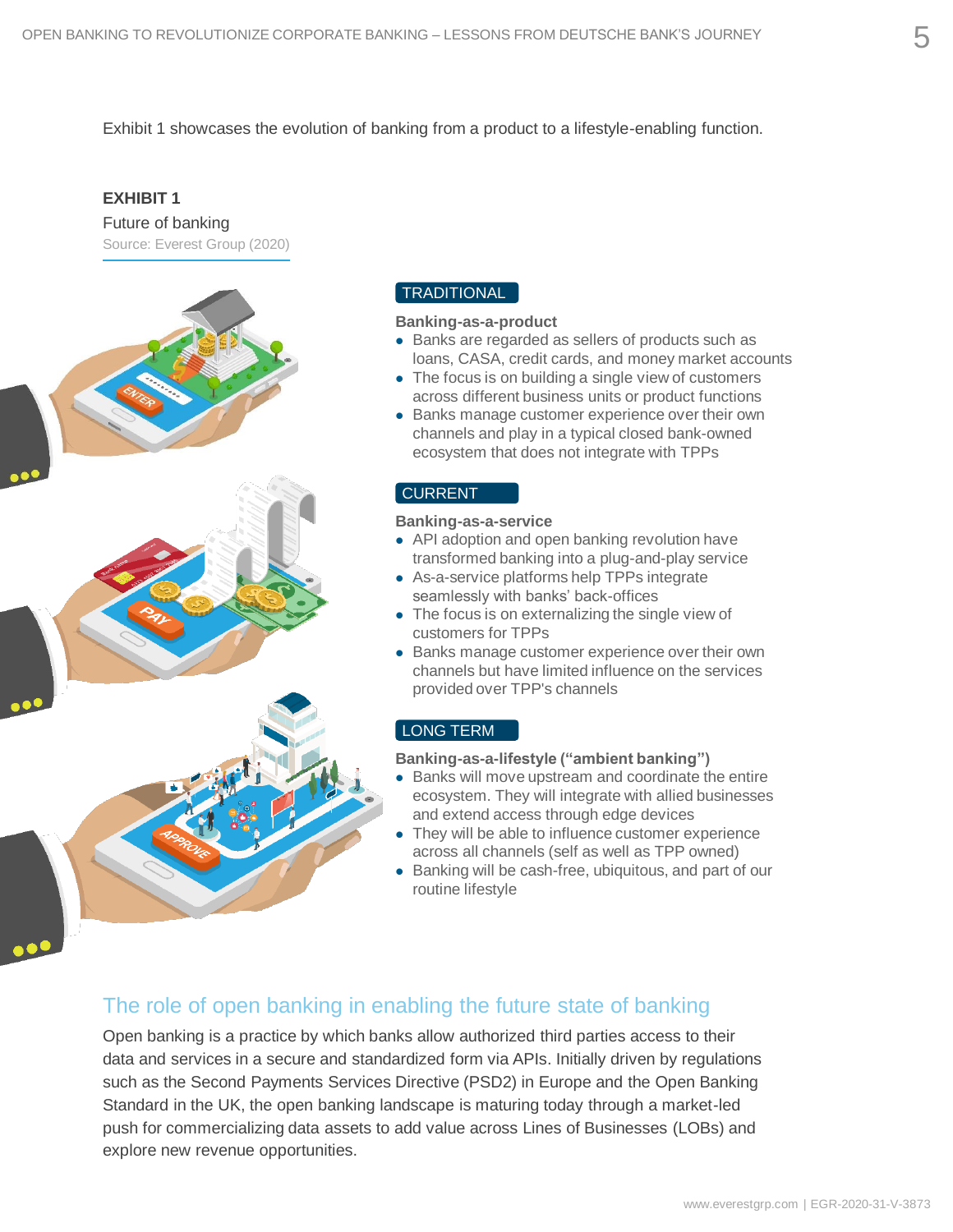Exhibit 1 showcases the evolution of banking from a product to a lifestyle-enabling function.

**EXHIBIT 1**

Future of banking

Source: Everest Group (2020)

**TRADITIONAL**

**Banking-as-a-product**

- Banks are regarded as sellers of products such as loans, CASA, credit cards, and money market accounts
- The focus is on building a single view of customers across different business units or product functions
- Banks manage customer experience over their own channels and play in a typical closed bank-owned ecosystem that does not integrate with TPPs

**CURRENT**

**Banking-as-a-service**

- API adoption and open banking revolution have transformed banking into a plug-and-play service
- As-a-service platforms help TPPs integrate seamlessly with banks' back-offices
- The focus is on externalizing the single view of customers for TPPs
- Banks manage customer experience over their own channels but have limited influence on the services provided over TPP's channels

**LONG TERM**

**Banking-as-a-lifestyle ("ambient banking")**

- Banks will move upstream and coordinate the entire ecosystem. They will integrate with allied businesses and extend access through edge devices
- They will be able to influence customer experience across all channels (self as well as TPP owned)
- Banking will be cash-free, ubiquitous, and part of our routine lifestyle

## The role of open banking in enabling the future state of banking

Open banking is a practice by which banks allow authorized third parties access to their data and services in a secure and standardized form via APIs. Initially driven by regulations such as the Second Payments Services Directive (PSD2) in Europe and the Open Banking Standard in the UK, the open banking landscape is maturing today through a market-led push for commercializing data assets to add value across Lines of Businesses (LOBs) and explore new revenue opportunities.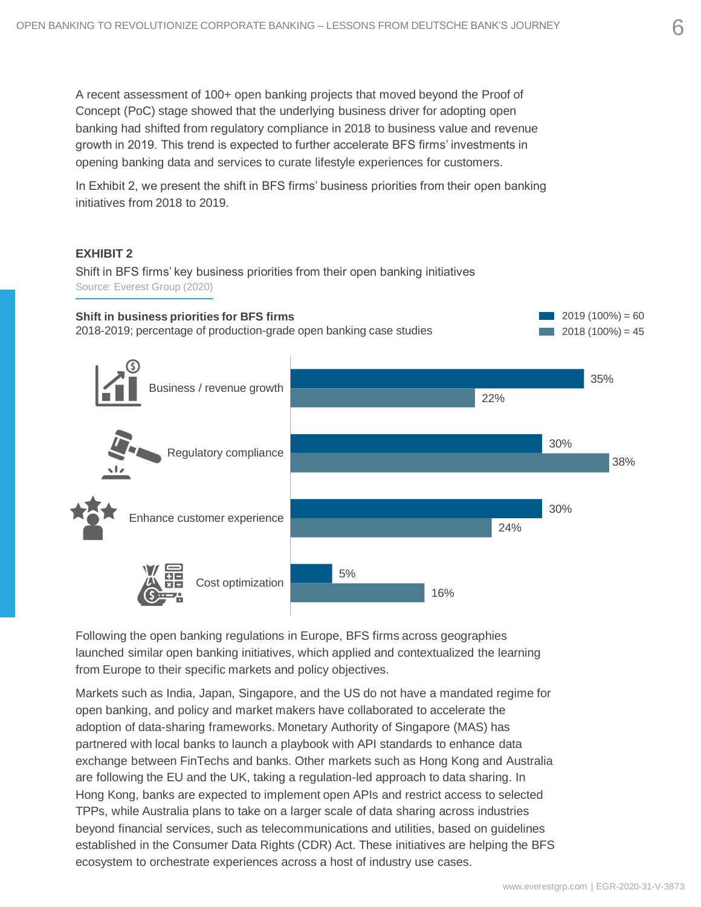A recent assessment of 100+ open banking projects that moved beyond the Proof of Concept (PoC) stage showed that the underlying business driver for adopting open banking had shifted from regulatory compliance in 2018 to business value and revenue growth in 2019. This trend is expected to further accelerate BFS firms' investments in opening banking data and services to curate lifestyle experiences for customers.

In Exhibit 2, we present the shift in BFS firms' business priorities from their open banking initiatives from 2018 to 2019.

**EXHIBIT 2**

Shift in BFS firms' key business priorities from their open banking initiatives

Source: Everest Group (2020)

**Shift in business priorities for BFS firms**

2018-2019; percentage of production-grade open banking case studies

| Business priority | 2019 (100%) = 60 | 2018 (100%) = 45 |
| --- | --- | --- |
| Business / revenue growth | 35% | 22% |
| Regulatory compliance | 30% | 38% |
| Enhance customer experience | 30% | 24% |
| Cost optimization | 5% | 16% |

Following the open banking regulations in Europe, BFS firms across geographies launched similar open banking initiatives, which applied and contextualized the learning from Europe to their specific markets and policy objectives.

Markets such as India, Japan, Singapore, and the US do not have a mandated regime for open banking, and policy and market makers have collaborated to accelerate the adoption of data-sharing frameworks. Monetary Authority of Singapore (MAS) has partnered with local banks to launch a playbook with API standards to enhance data exchange between FinTechs and banks. Other markets such as Hong Kong and Australia are following the EU and the UK, taking a regulation-led approach to data sharing. In Hong Kong, banks are expected to implement open APIs and restrict access to selected TPPs, while Australia plans to take on a larger scale of data sharing across industries beyond financial services, such as telecommunications and utilities, based on guidelines established in the Consumer Data Rights (CDR) Act. These initiatives are helping the BFS ecosystem to orchestrate experiences across a host of industry use cases.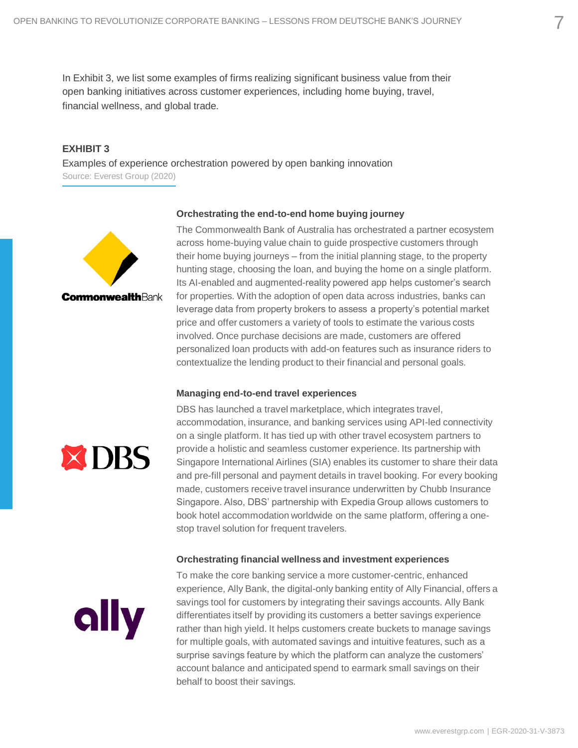In Exhibit 3, we list some examples of firms realizing significant business value from their open banking initiatives across customer experiences, including home buying, travel, financial wellness, and global trade.

**EXHIBIT 3**

Examples of experience orchestration powered by open banking innovation

Source: Everest Group (2020)

**Orchestrating the end-to-end home buying journey**

The Commonwealth Bank of Australia has orchestrated a partner ecosystem across home-buying value chain to guide prospective customers through their home buying journeys – from the initial planning stage, to the property hunting stage, choosing the loan, and buying the home on a single platform. Its AI-enabled and augmented-reality powered app helps customer's search for properties. With the adoption of open data across industries, banks can leverage data from property brokers to assess a property's potential market price and offer customers a variety of tools to estimate the various costs involved. Once purchase decisions are made, customers are offered personalized loan products with add-on features such as insurance riders to contextualize the lending product to their financial and personal goals.

**Managing end-to-end travel experiences**

DBS has launched a travel marketplace, which integrates travel, accommodation, insurance, and banking services using API-led connectivity on a single platform. It has tied up with other travel ecosystem partners to provide a holistic and seamless customer experience. Its partnership with Singapore International Airlines (SIA) enables its customer to share their data and pre-fill personal and payment details in travel booking. For every booking made, customers receive travel insurance underwritten by Chubb Insurance Singapore. Also, DBS' partnership with Expedia Group allows customers to book hotel accommodation worldwide on the same platform, offering a one-stop travel solution for frequent travelers.

**Orchestrating financial wellness and investment experiences**

To make the core banking service a more customer-centric, enhanced experience, Ally Bank, the digital-only banking entity of Ally Financial, offers a savings tool for customers by integrating their savings accounts. Ally Bank differentiates itself by providing its customers a better savings experience rather than high yield. It helps customers create buckets to manage savings for multiple goals, with automated savings and intuitive features, such as a surprise savings feature by which the platform can analyze the customers' account balance and anticipated spend to earmark small savings on their behalf to boost their savings.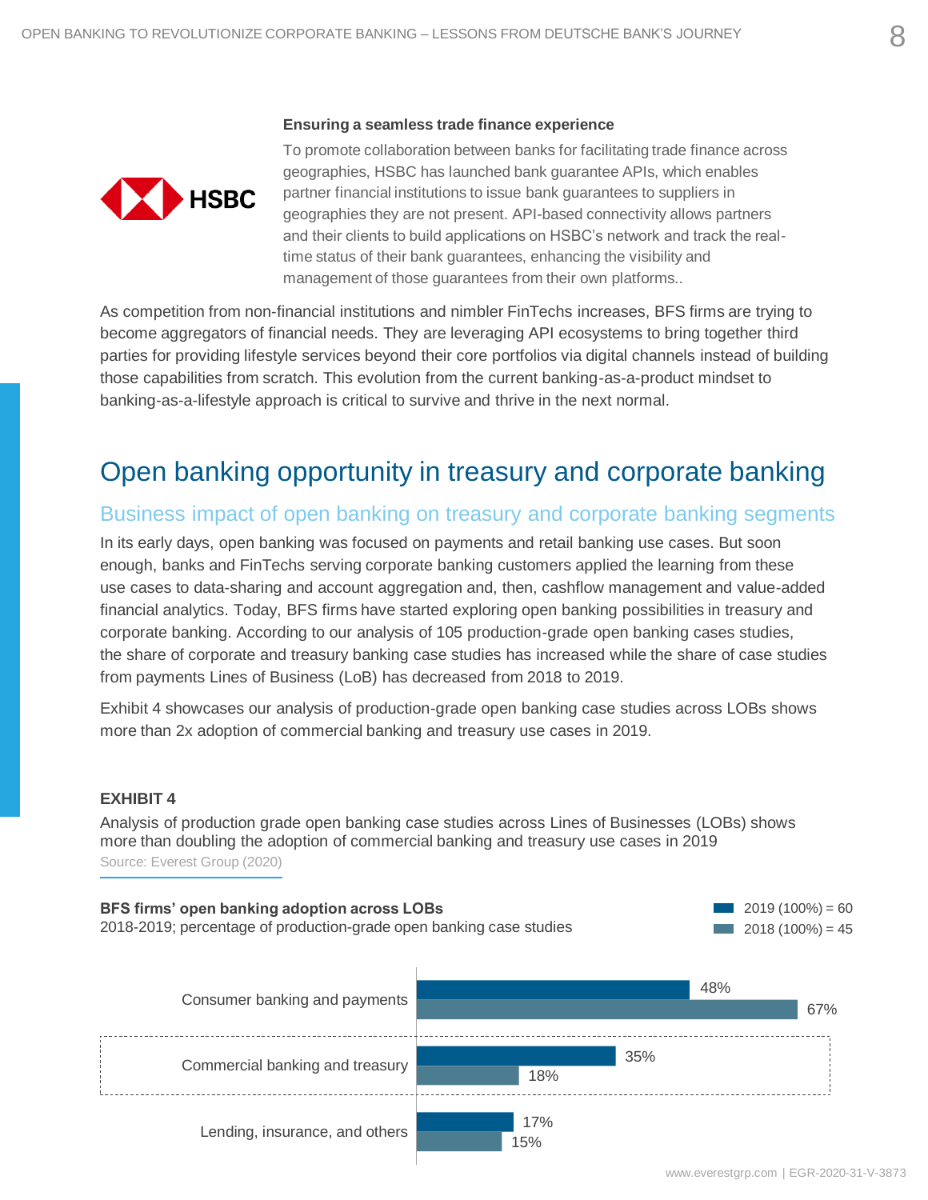**Ensuring a seamless trade finance experience**

HSBC

To promote collaboration between banks for facilitating trade finance across geographies, HSBC has launched bank guarantee APIs, which enables partner financial institutions to issue bank guarantees to suppliers in geographies they are not present. API-based connectivity allows partners and their clients to build applications on HSBC's network and track the real-time status of their bank guarantees, enhancing the visibility and management of those guarantees from their own platforms..

As competition from non-financial institutions and nimbler FinTechs increases, BFS firms are trying to become aggregators of financial needs. They are leveraging API ecosystems to bring together third parties for providing lifestyle services beyond their core portfolios via digital channels instead of building those capabilities from scratch. This evolution from the current banking-as-a-product mindset to banking-as-a-lifestyle approach is critical to survive and thrive in the next normal.

# Open banking opportunity in treasury and corporate banking

## Business impact of open banking on treasury and corporate banking segments

In its early days, open banking was focused on payments and retail banking use cases. But soon enough, banks and FinTechs serving corporate banking customers applied the learning from these use cases to data-sharing and account aggregation and, then, cashflow management and value-added financial analytics. Today, BFS firms have started exploring open banking possibilities in treasury and corporate banking. According to our analysis of 105 production-grade open banking cases studies, the share of corporate and treasury banking case studies has increased while the share of case studies from payments Lines of Business (LoB) has decreased from 2018 to 2019.

Exhibit 4 showcases our analysis of production-grade open banking case studies across LOBs shows more than 2x adoption of commercial banking and treasury use cases in 2019.

**EXHIBIT 4**

Analysis of production grade open banking case studies across Lines of Businesses (LOBs) shows more than doubling the adoption of commercial banking and treasury use cases in 2019

Source: Everest Group (2020)

**BFS firms' open banking adoption across LOBs**

2018-2019; percentage of production-grade open banking case studies

| LOB | 2019 (100%) = 60 | 2018 (100%) = 45 |
|---|---|---|
| Consumer banking and payments | 48% | 67% |
| Commercial banking and treasury | 35% | 18% |
| Lending, insurance, and others | 17% | 15% |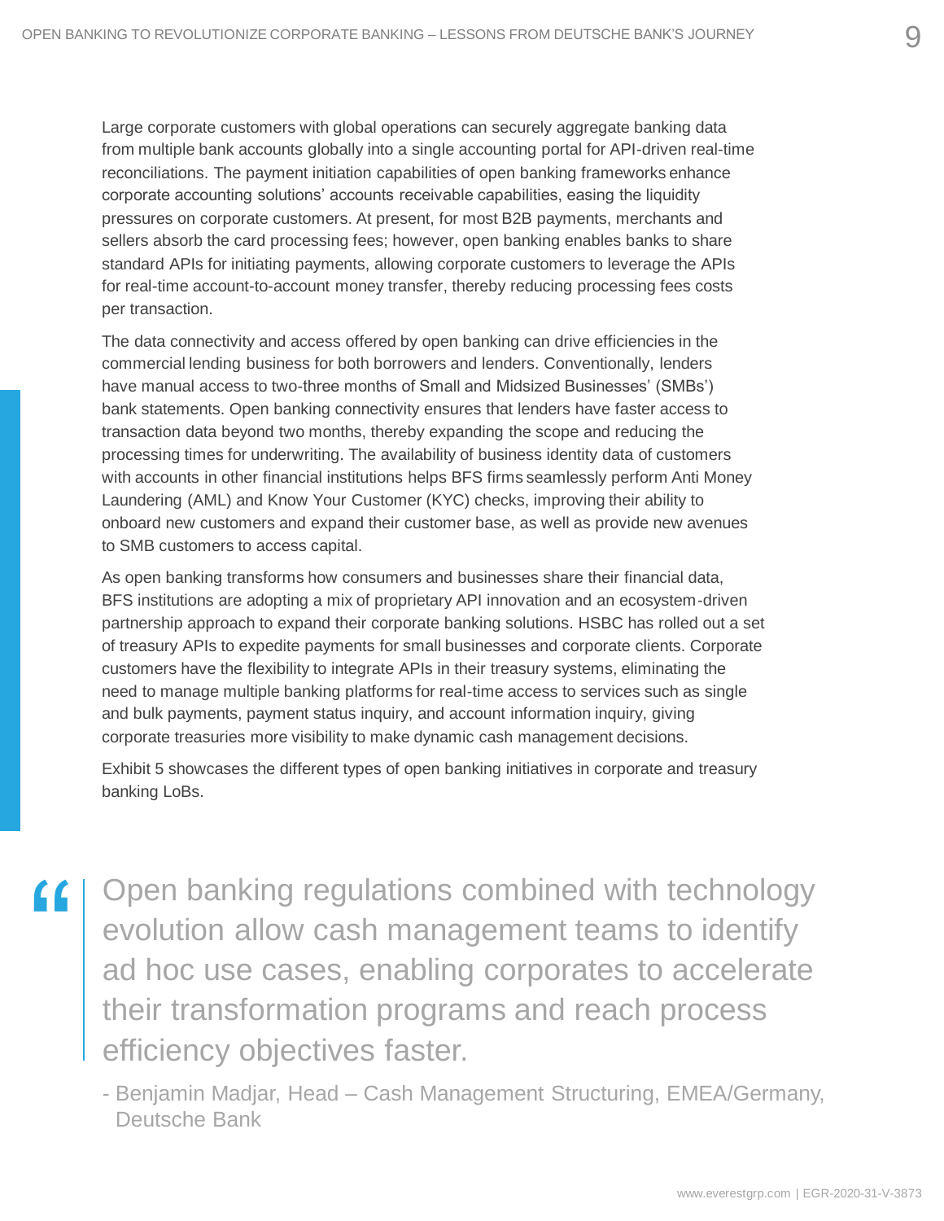Large corporate customers with global operations can securely aggregate banking data from multiple bank accounts globally into a single accounting portal for API-driven real-time reconciliations. The payment initiation capabilities of open banking frameworks enhance corporate accounting solutions' accounts receivable capabilities, easing the liquidity pressures on corporate customers. At present, for most B2B payments, merchants and sellers absorb the card processing fees; however, open banking enables banks to share standard APIs for initiating payments, allowing corporate customers to leverage the APIs for real-time account-to-account money transfer, thereby reducing processing fees costs per transaction.

The data connectivity and access offered by open banking can drive efficiencies in the commercial lending business for both borrowers and lenders. Conventionally, lenders have manual access to two-three months of Small and Midsized Businesses' (SMBs') bank statements. Open banking connectivity ensures that lenders have faster access to transaction data beyond two months, thereby expanding the scope and reducing the processing times for underwriting. The availability of business identity data of customers with accounts in other financial institutions helps BFS firms seamlessly perform Anti Money Laundering (AML) and Know Your Customer (KYC) checks, improving their ability to onboard new customers and expand their customer base, as well as provide new avenues to SMB customers to access capital.

As open banking transforms how consumers and businesses share their financial data, BFS institutions are adopting a mix of proprietary API innovation and an ecosystem-driven partnership approach to expand their corporate banking solutions. HSBC has rolled out a set of treasury APIs to expedite payments for small businesses and corporate clients. Corporate customers have the flexibility to integrate APIs in their treasury systems, eliminating the need to manage multiple banking platforms for real-time access to services such as single and bulk payments, payment status inquiry, and account information inquiry, giving corporate treasuries more visibility to make dynamic cash management decisions.

Exhibit 5 showcases the different types of open banking initiatives in corporate and treasury banking LoBs.

> "Open banking regulations combined with technology evolution allow cash management teams to identify ad hoc use cases, enabling corporates to accelerate their transformation programs and reach process efficiency objectives faster.
>
> \- Benjamin Madjar, Head – Cash Management Structuring, EMEA/Germany, Deutsche Bank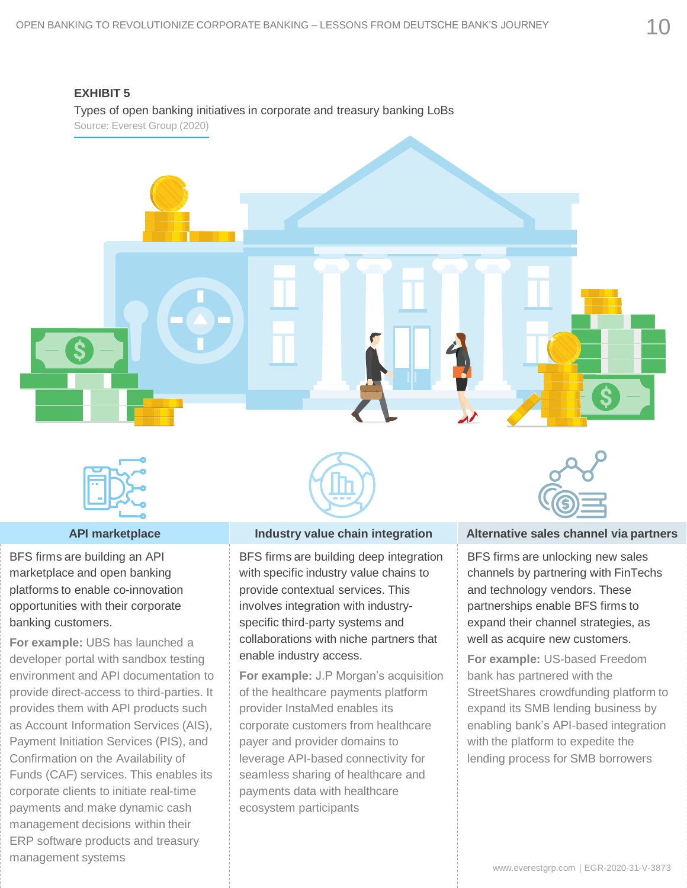**EXHIBIT 5**

Types of open banking initiatives in corporate and treasury banking LoBs

Source: Everest Group (2020)

### API marketplace

BFS firms are building an API marketplace and open banking platforms to enable co-innovation opportunities with their corporate banking customers.

**For example:** UBS has launched a developer portal with sandbox testing environment and API documentation to provide direct-access to third-parties. It provides them with API products such as Account Information Services (AIS), Payment Initiation Services (PIS), and Confirmation on the Availability of Funds (CAF) services. This enables its corporate clients to initiate real-time payments and make dynamic cash management decisions within their ERP software products and treasury management systems

### Industry value chain integration

BFS firms are building deep integration with specific industry value chains to provide contextual services. This involves integration with industry-specific third-party systems and collaborations with niche partners that enable industry access.

**For example:** J.P Morgan's acquisition of the healthcare payments platform provider InstaMed enables its corporate customers from healthcare payer and provider domains to leverage API-based connectivity for seamless sharing of healthcare and payments data with healthcare ecosystem participants

### Alternative sales channel via partners

BFS firms are unlocking new sales channels by partnering with FinTechs and technology vendors. These partnerships enable BFS firms to expand their channel strategies, as well as acquire new customers.

**For example:** US-based Freedom bank has partnered with the StreetShares crowdfunding platform to expand its SMB lending business by enabling bank's API-based integration with the platform to expedite the lending process for SMB borrowers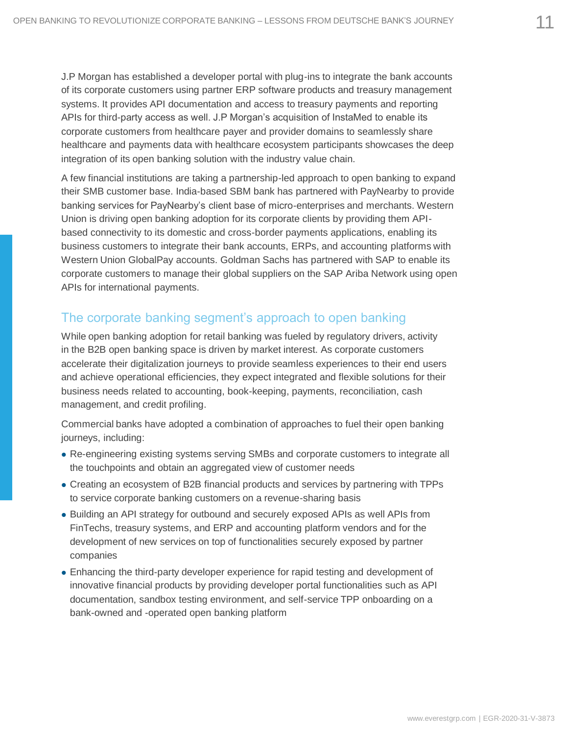J.P Morgan has established a developer portal with plug-ins to integrate the bank accounts of its corporate customers using partner ERP software products and treasury management systems. It provides API documentation and access to treasury payments and reporting APIs for third-party access as well. J.P Morgan's acquisition of InstaMed to enable its corporate customers from healthcare payer and provider domains to seamlessly share healthcare and payments data with healthcare ecosystem participants showcases the deep integration of its open banking solution with the industry value chain.

A few financial institutions are taking a partnership-led approach to open banking to expand their SMB customer base. India-based SBM bank has partnered with PayNearby to provide banking services for PayNearby's client base of micro-enterprises and merchants. Western Union is driving open banking adoption for its corporate clients by providing them API-based connectivity to its domestic and cross-border payments applications, enabling its business customers to integrate their bank accounts, ERPs, and accounting platforms with Western Union GlobalPay accounts. Goldman Sachs has partnered with SAP to enable its corporate customers to manage their global suppliers on the SAP Ariba Network using open APIs for international payments.

## The corporate banking segment's approach to open banking

While open banking adoption for retail banking was fueled by regulatory drivers, activity in the B2B open banking space is driven by market interest. As corporate customers accelerate their digitalization journeys to provide seamless experiences to their end users and achieve operational efficiencies, they expect integrated and flexible solutions for their business needs related to accounting, book-keeping, payments, reconciliation, cash management, and credit profiling.

Commercial banks have adopted a combination of approaches to fuel their open banking journeys, including:

- Re-engineering existing systems serving SMBs and corporate customers to integrate all the touchpoints and obtain an aggregated view of customer needs
- Creating an ecosystem of B2B financial products and services by partnering with TPPs to service corporate banking customers on a revenue-sharing basis
- Building an API strategy for outbound and securely exposed APIs as well APIs from FinTechs, treasury systems, and ERP and accounting platform vendors and for the development of new services on top of functionalities securely exposed by partner companies
- Enhancing the third-party developer experience for rapid testing and development of innovative financial products by providing developer portal functionalities such as API documentation, sandbox testing environment, and self-service TPP onboarding on a bank-owned and -operated open banking platform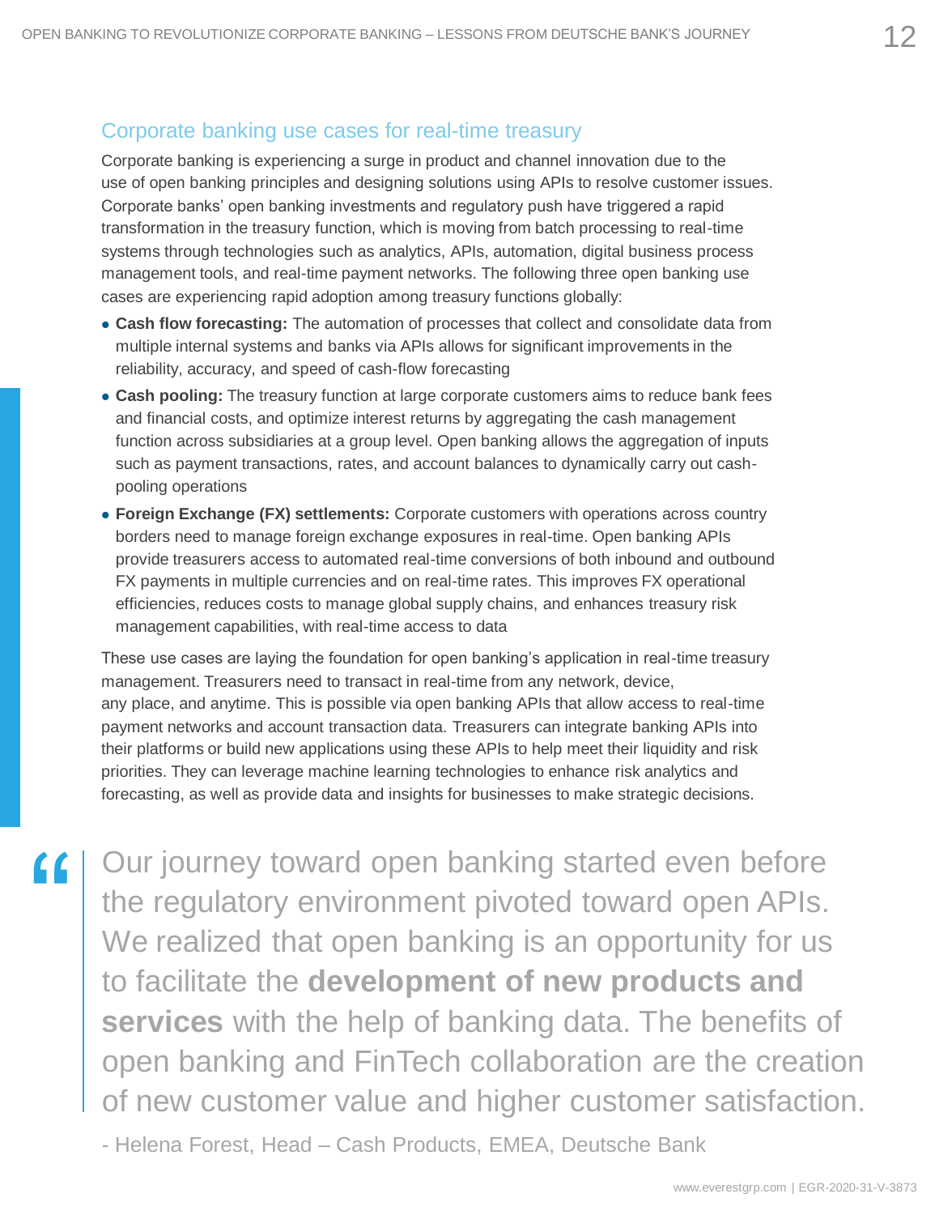## Corporate banking use cases for real-time treasury

Corporate banking is experiencing a surge in product and channel innovation due to the use of open banking principles and designing solutions using APIs to resolve customer issues. Corporate banks' open banking investments and regulatory push have triggered a rapid transformation in the treasury function, which is moving from batch processing to real-time systems through technologies such as analytics, APIs, automation, digital business process management tools, and real-time payment networks. The following three open banking use cases are experiencing rapid adoption among treasury functions globally:

- **Cash flow forecasting:** The automation of processes that collect and consolidate data from multiple internal systems and banks via APIs allows for significant improvements in the reliability, accuracy, and speed of cash-flow forecasting
- **Cash pooling:** The treasury function at large corporate customers aims to reduce bank fees and financial costs, and optimize interest returns by aggregating the cash management function across subsidiaries at a group level. Open banking allows the aggregation of inputs such as payment transactions, rates, and account balances to dynamically carry out cash-pooling operations
- **Foreign Exchange (FX) settlements:** Corporate customers with operations across country borders need to manage foreign exchange exposures in real-time. Open banking APIs provide treasurers access to automated real-time conversions of both inbound and outbound FX payments in multiple currencies and on real-time rates. This improves FX operational efficiencies, reduces costs to manage global supply chains, and enhances treasury risk management capabilities, with real-time access to data

These use cases are laying the foundation for open banking's application in real-time treasury management. Treasurers need to transact in real-time from any network, device, any place, and anytime. This is possible via open banking APIs that allow access to real-time payment networks and account transaction data. Treasurers can integrate banking APIs into their platforms or build new applications using these APIs to help meet their liquidity and risk priorities. They can leverage machine learning technologies to enhance risk analytics and forecasting, as well as provide data and insights for businesses to make strategic decisions.

> "Our journey toward open banking started even before the regulatory environment pivoted toward open APIs. We realized that open banking is an opportunity for us to facilitate the **development of new products and services** with the help of banking data. The benefits of open banking and FinTech collaboration are the creation of new customer value and higher customer satisfaction.
>
> \- Helena Forest, Head – Cash Products, EMEA, Deutsche Bank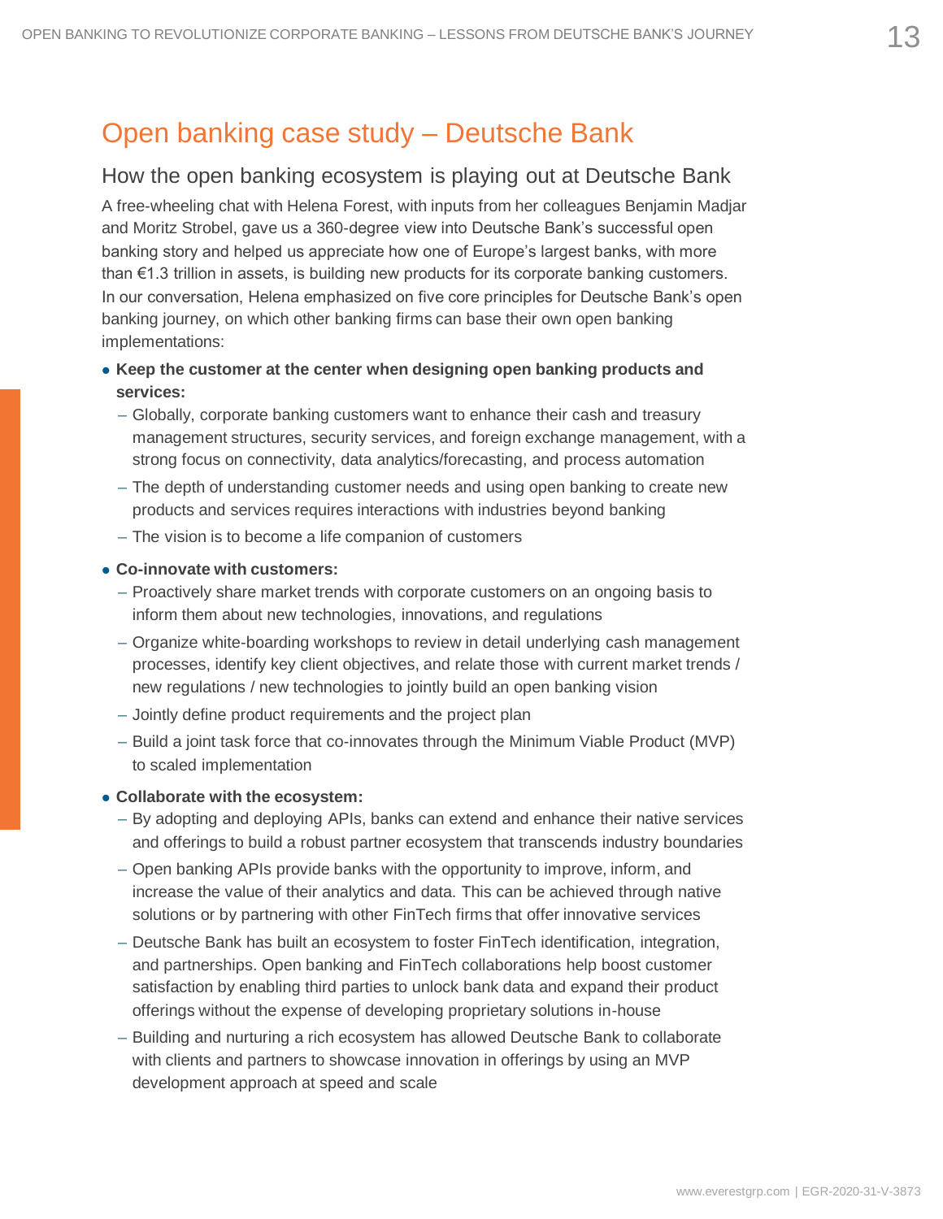## Open banking case study – Deutsche Bank

### How the open banking ecosystem is playing out at Deutsche Bank

A free-wheeling chat with Helena Forest, with inputs from her colleagues Benjamin Madjar and Moritz Strobel, gave us a 360-degree view into Deutsche Bank's successful open banking story and helped us appreciate how one of Europe's largest banks, with more than €1.3 trillion in assets, is building new products for its corporate banking customers. In our conversation, Helena emphasized on five core principles for Deutsche Bank's open banking journey, on which other banking firms can base their own open banking implementations:

- **Keep the customer at the center when designing open banking products and services:**
  - Globally, corporate banking customers want to enhance their cash and treasury management structures, security services, and foreign exchange management, with a strong focus on connectivity, data analytics/forecasting, and process automation
  - The depth of understanding customer needs and using open banking to create new products and services requires interactions with industries beyond banking
  - The vision is to become a life companion of customers
- **Co-innovate with customers:**
  - Proactively share market trends with corporate customers on an ongoing basis to inform them about new technologies, innovations, and regulations
  - Organize white-boarding workshops to review in detail underlying cash management processes, identify key client objectives, and relate those with current market trends / new regulations / new technologies to jointly build an open banking vision
  - Jointly define product requirements and the project plan
  - Build a joint task force that co-innovates through the Minimum Viable Product (MVP) to scaled implementation
- **Collaborate with the ecosystem:**
  - By adopting and deploying APIs, banks can extend and enhance their native services and offerings to build a robust partner ecosystem that transcends industry boundaries
  - Open banking APIs provide banks with the opportunity to improve, inform, and increase the value of their analytics and data. This can be achieved through native solutions or by partnering with other FinTech firms that offer innovative services
  - Deutsche Bank has built an ecosystem to foster FinTech identification, integration, and partnerships. Open banking and FinTech collaborations help boost customer satisfaction by enabling third parties to unlock bank data and expand their product offerings without the expense of developing proprietary solutions in-house
  - Building and nurturing a rich ecosystem has allowed Deutsche Bank to collaborate with clients and partners to showcase innovation in offerings by using an MVP development approach at speed and scale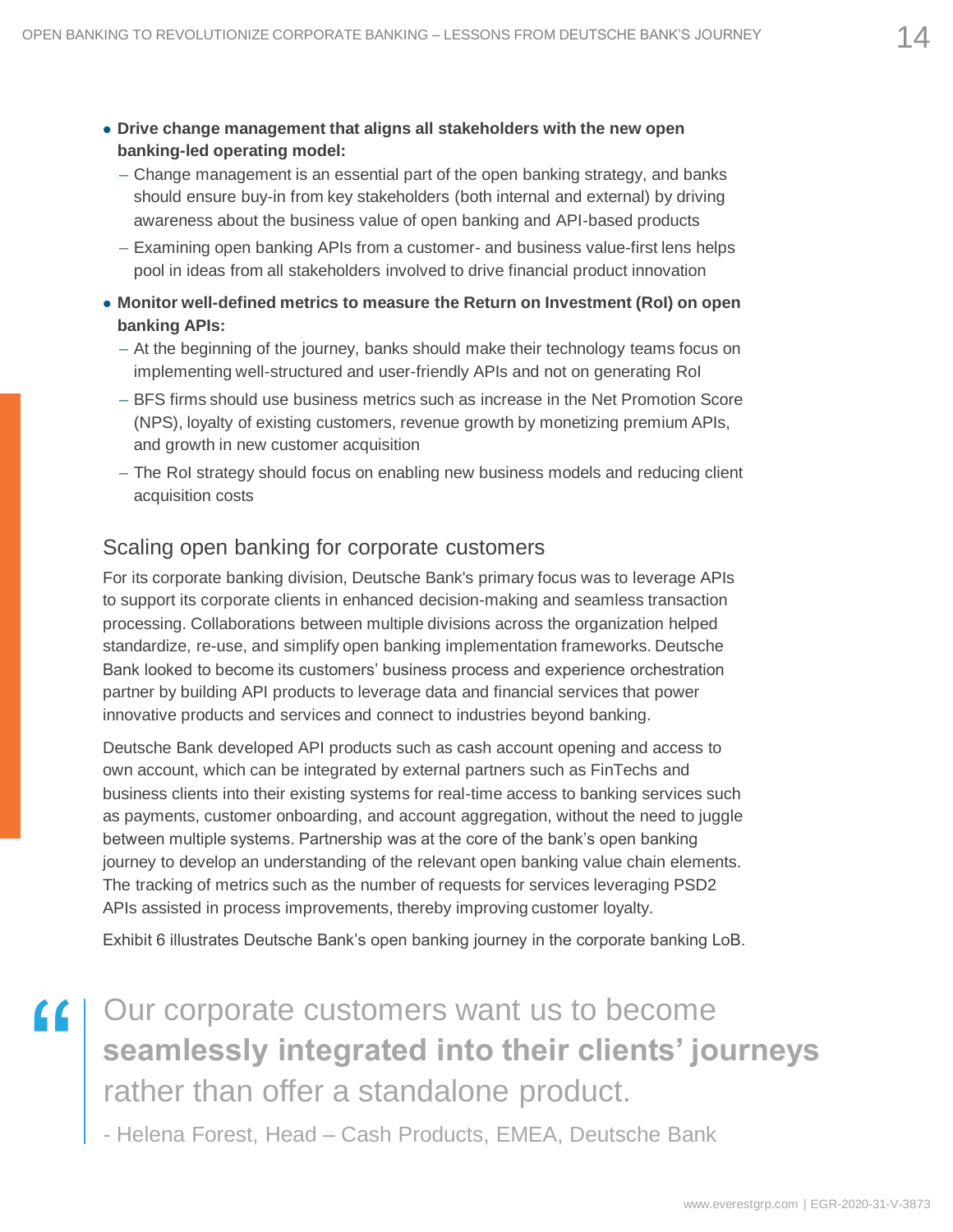- **Drive change management that aligns all stakeholders with the new open banking-led operating model:**
  - Change management is an essential part of the open banking strategy, and banks should ensure buy-in from key stakeholders (both internal and external) by driving awareness about the business value of open banking and API-based products
  - Examining open banking APIs from a customer- and business value-first lens helps pool in ideas from all stakeholders involved to drive financial product innovation
- **Monitor well-defined metrics to measure the Return on Investment (RoI) on open banking APIs:**
  - At the beginning of the journey, banks should make their technology teams focus on implementing well-structured and user-friendly APIs and not on generating RoI
  - BFS firms should use business metrics such as increase in the Net Promotion Score (NPS), loyalty of existing customers, revenue growth by monetizing premium APIs, and growth in new customer acquisition
  - The RoI strategy should focus on enabling new business models and reducing client acquisition costs

## Scaling open banking for corporate customers

For its corporate banking division, Deutsche Bank's primary focus was to leverage APIs to support its corporate clients in enhanced decision-making and seamless transaction processing. Collaborations between multiple divisions across the organization helped standardize, re-use, and simplify open banking implementation frameworks. Deutsche Bank looked to become its customers' business process and experience orchestration partner by building API products to leverage data and financial services that power innovative products and services and connect to industries beyond banking.

Deutsche Bank developed API products such as cash account opening and access to own account, which can be integrated by external partners such as FinTechs and business clients into their existing systems for real-time access to banking services such as payments, customer onboarding, and account aggregation, without the need to juggle between multiple systems. Partnership was at the core of the bank's open banking journey to develop an understanding of the relevant open banking value chain elements. The tracking of metrics such as the number of requests for services leveraging PSD2 APIs assisted in process improvements, thereby improving customer loyalty.

Exhibit 6 illustrates Deutsche Bank's open banking journey in the corporate banking LoB.

> "Our corporate customers want us to become **seamlessly integrated into their clients' journeys** rather than offer a standalone product.
>
> \- Helena Forest, Head – Cash Products, EMEA, Deutsche Bank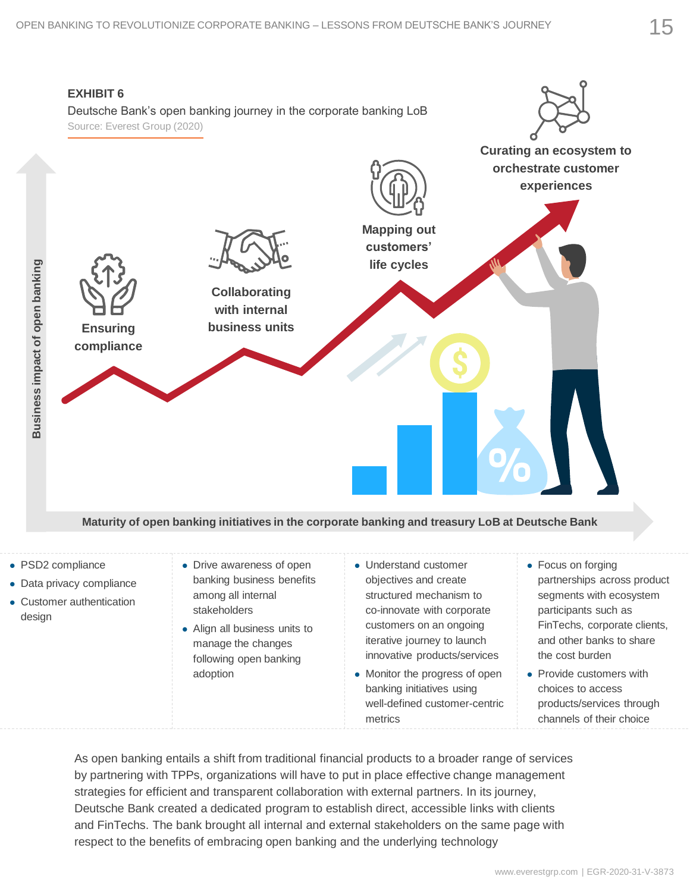**EXHIBIT 6**

Deutsche Bank's open banking journey in the corporate banking LoB

Source: Everest Group (2020)

Business impact of open banking

Maturity of open banking initiatives in the corporate banking and treasury LoB at Deutsche Bank

| Ensuring compliance | Collaborating with internal business units | Mapping out customers' life cycles | Curating an ecosystem to orchestrate customer experiences |
|---|---|---|---|
| • PSD2 compliance<br>• Data privacy compliance<br>• Customer authentication design | • Drive awareness of open banking business benefits among all internal stakeholders<br>• Align all business units to manage the changes following open banking adoption | • Understand customer objectives and create structured mechanism to co-innovate with corporate customers on an ongoing iterative journey to launch innovative products/services<br>• Monitor the progress of open banking initiatives using well-defined customer-centric metrics | • Focus on forging partnerships across product segments with ecosystem participants such as FinTechs, corporate clients, and other banks to share the cost burden<br>• Provide customers with choices to access products/services through channels of their choice |

As open banking entails a shift from traditional financial products to a broader range of services by partnering with TPPs, organizations will have to put in place effective change management strategies for efficient and transparent collaboration with external partners. In its journey, Deutsche Bank created a dedicated program to establish direct, accessible links with clients and FinTechs. The bank brought all internal and external stakeholders on the same page with respect to the benefits of embracing open banking and the underlying technology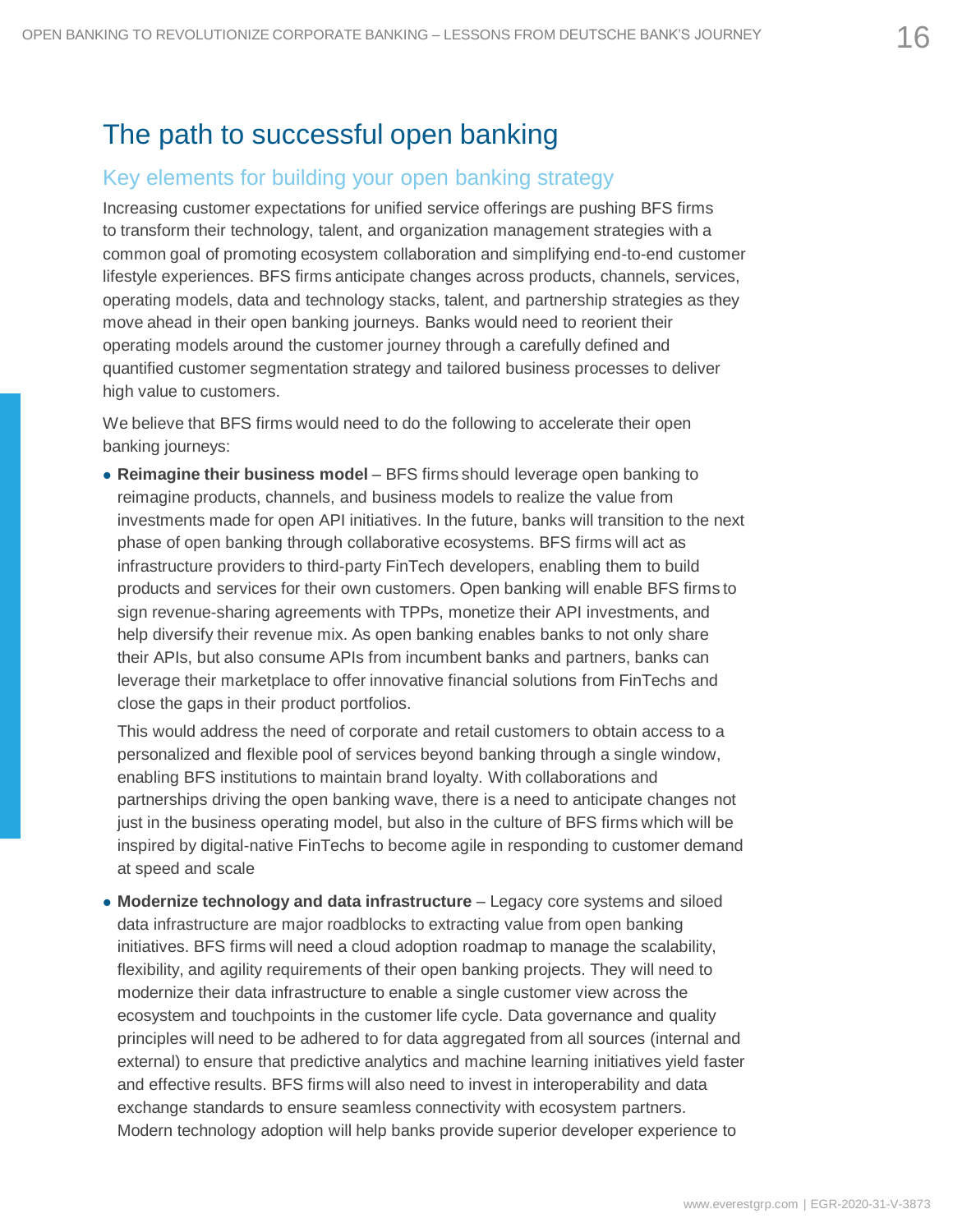# The path to successful open banking

## Key elements for building your open banking strategy

Increasing customer expectations for unified service offerings are pushing BFS firms to transform their technology, talent, and organization management strategies with a common goal of promoting ecosystem collaboration and simplifying end-to-end customer lifestyle experiences. BFS firms anticipate changes across products, channels, services, operating models, data and technology stacks, talent, and partnership strategies as they move ahead in their open banking journeys. Banks would need to reorient their operating models around the customer journey through a carefully defined and quantified customer segmentation strategy and tailored business processes to deliver high value to customers.

We believe that BFS firms would need to do the following to accelerate their open banking journeys:

- **Reimagine their business model** – BFS firms should leverage open banking to reimagine products, channels, and business models to realize the value from investments made for open API initiatives. In the future, banks will transition to the next phase of open banking through collaborative ecosystems. BFS firms will act as infrastructure providers to third-party FinTech developers, enabling them to build products and services for their own customers. Open banking will enable BFS firms to sign revenue-sharing agreements with TPPs, monetize their API investments, and help diversify their revenue mix. As open banking enables banks to not only share their APIs, but also consume APIs from incumbent banks and partners, banks can leverage their marketplace to offer innovative financial solutions from FinTechs and close the gaps in their product portfolios.

  This would address the need of corporate and retail customers to obtain access to a personalized and flexible pool of services beyond banking through a single window, enabling BFS institutions to maintain brand loyalty. With collaborations and partnerships driving the open banking wave, there is a need to anticipate changes not just in the business operating model, but also in the culture of BFS firms which will be inspired by digital-native FinTechs to become agile in responding to customer demand at speed and scale

- **Modernize technology and data infrastructure** – Legacy core systems and siloed data infrastructure are major roadblocks to extracting value from open banking initiatives. BFS firms will need a cloud adoption roadmap to manage the scalability, flexibility, and agility requirements of their open banking projects. They will need to modernize their data infrastructure to enable a single customer view across the ecosystem and touchpoints in the customer life cycle. Data governance and quality principles will need to be adhered to for data aggregated from all sources (internal and external) to ensure that predictive analytics and machine learning initiatives yield faster and effective results. BFS firms will also need to invest in interoperability and data exchange standards to ensure seamless connectivity with ecosystem partners. Modern technology adoption will help banks provide superior developer experience to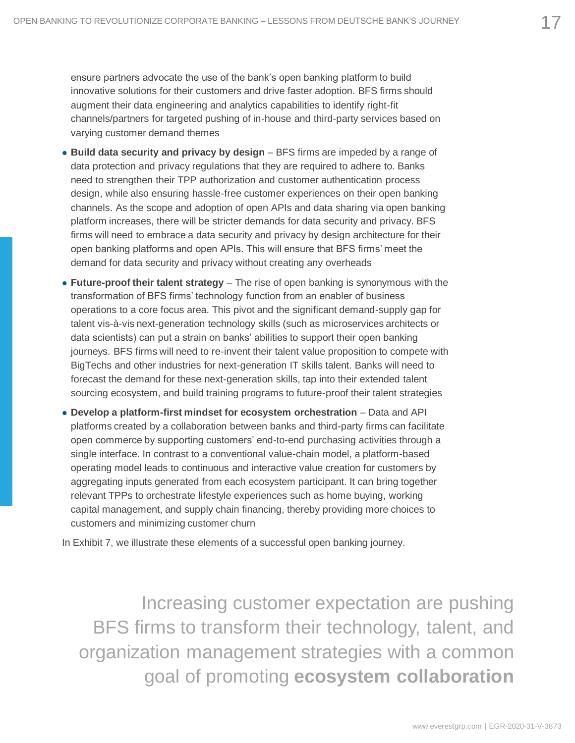ensure partners advocate the use of the bank's open banking platform to build innovative solutions for their customers and drive faster adoption. BFS firms should augment their data engineering and analytics capabilities to identify right-fit channels/partners for targeted pushing of in-house and third-party services based on varying customer demand themes

- **Build data security and privacy by design** – BFS firms are impeded by a range of data protection and privacy regulations that they are required to adhere to. Banks need to strengthen their TPP authorization and customer authentication process design, while also ensuring hassle-free customer experiences on their open banking channels. As the scope and adoption of open APIs and data sharing via open banking platform increases, there will be stricter demands for data security and privacy. BFS firms will need to embrace a data security and privacy by design architecture for their open banking platforms and open APIs. This will ensure that BFS firms' meet the demand for data security and privacy without creating any overheads
- **Future-proof their talent strategy** – The rise of open banking is synonymous with the transformation of BFS firms' technology function from an enabler of business operations to a core focus area. This pivot and the significant demand-supply gap for talent vis-à-vis next-generation technology skills (such as microservices architects or data scientists) can put a strain on banks' abilities to support their open banking journeys. BFS firms will need to re-invent their talent value proposition to compete with BigTechs and other industries for next-generation IT skills talent. Banks will need to forecast the demand for these next-generation skills, tap into their extended talent sourcing ecosystem, and build training programs to future-proof their talent strategies
- **Develop a platform-first mindset for ecosystem orchestration** – Data and API platforms created by a collaboration between banks and third-party firms can facilitate open commerce by supporting customers' end-to-end purchasing activities through a single interface. In contrast to a conventional value-chain model, a platform-based operating model leads to continuous and interactive value creation for customers by aggregating inputs generated from each ecosystem participant. It can bring together relevant TPPs to orchestrate lifestyle experiences such as home buying, working capital management, and supply chain financing, thereby providing more choices to customers and minimizing customer churn

In Exhibit 7, we illustrate these elements of a successful open banking journey.

> Increasing customer expectation are pushing BFS firms to transform their technology, talent, and organization management strategies with a common goal of promoting **ecosystem collaboration**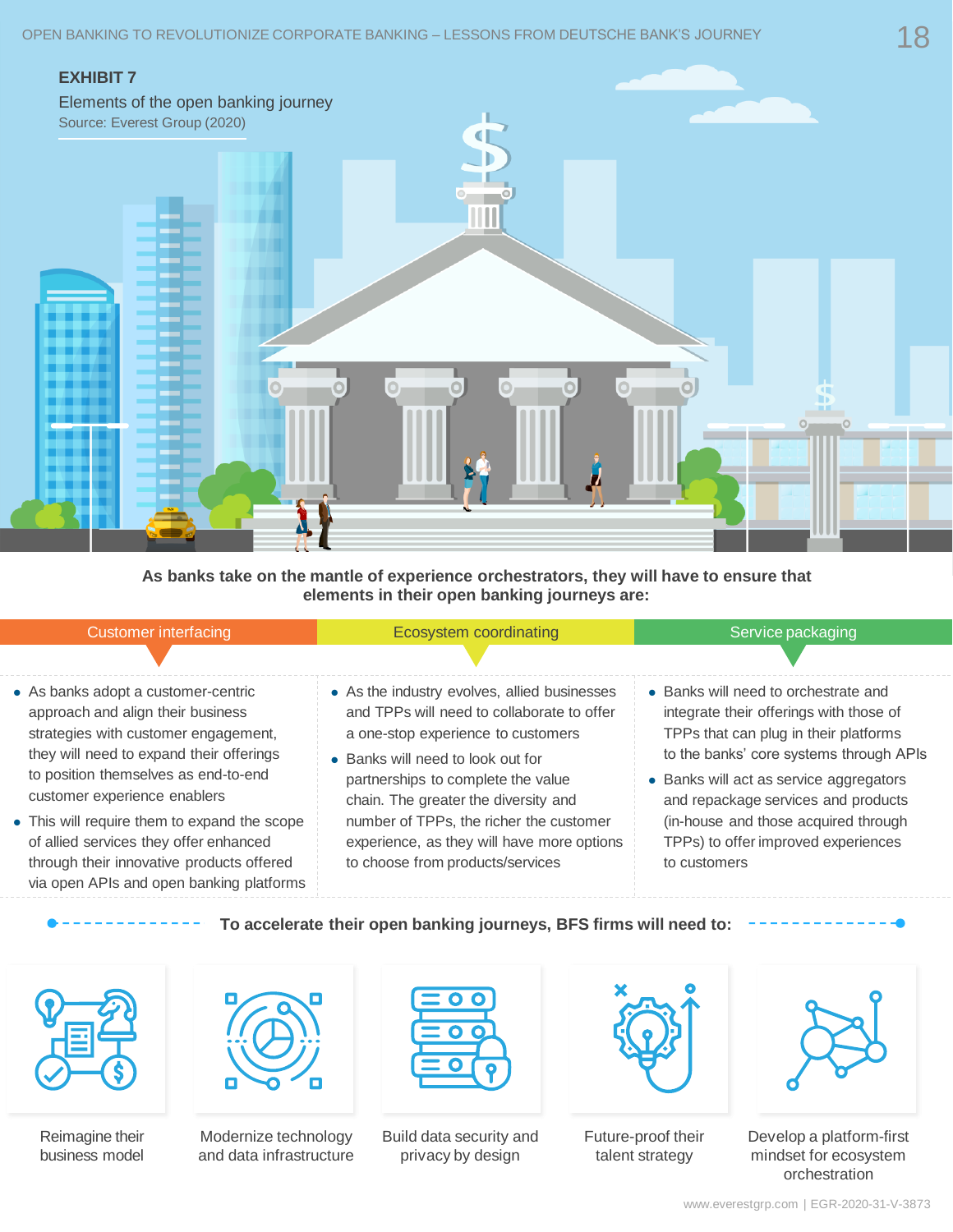**EXHIBIT 7**

Elements of the open banking journey

Source: Everest Group (2020)

**As banks take on the mantle of experience orchestrators, they will have to ensure that elements in their open banking journeys are:**

### Customer interfacing

- As banks adopt a customer-centric approach and align their business strategies with customer engagement, they will need to expand their offerings to position themselves as end-to-end customer experience enablers
- This will require them to expand the scope of allied services they offer enhanced through their innovative products offered via open APIs and open banking platforms

### Ecosystem coordinating

- As the industry evolves, allied businesses and TPPs will need to collaborate to offer a one-stop experience to customers
- Banks will need to look out for partnerships to complete the value chain. The greater the diversity and number of TPPs, the richer the customer experience, as they will have more options to choose from products/services

### Service packaging

- Banks will need to orchestrate and integrate their offerings with those of TPPs that can plug in their platforms to the banks' core systems through APIs
- Banks will act as service aggregators and repackage services and products (in-house and those acquired through TPPs) to offer improved experiences to customers

**To accelerate their open banking journeys, BFS firms will need to:**

- Reimagine their business model
- Modernize technology and data infrastructure
- Build data security and privacy by design
- Future-proof their talent strategy
- Develop a platform-first mindset for ecosystem orchestration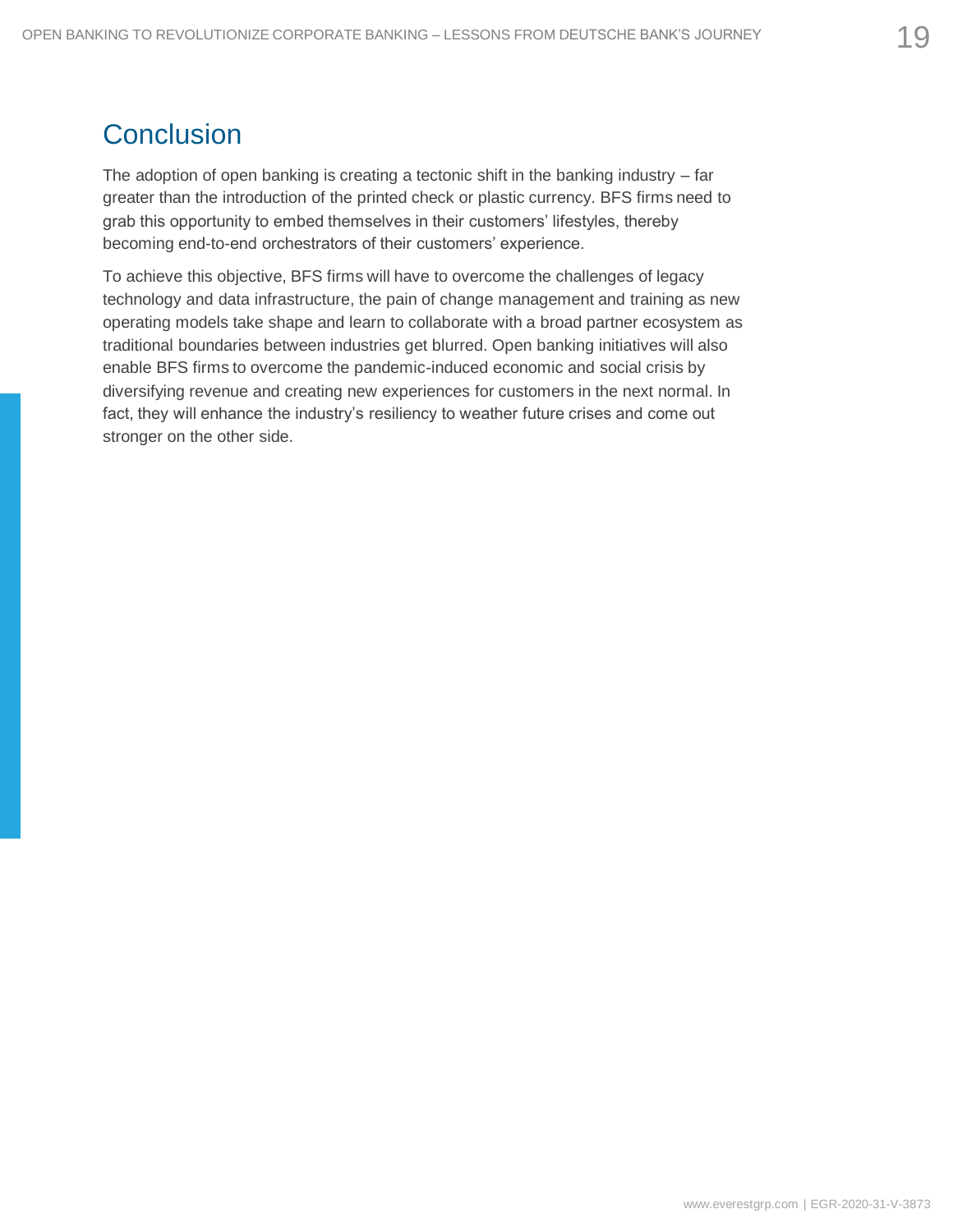## Conclusion

The adoption of open banking is creating a tectonic shift in the banking industry – far greater than the introduction of the printed check or plastic currency. BFS firms need to grab this opportunity to embed themselves in their customers' lifestyles, thereby becoming end-to-end orchestrators of their customers' experience.

To achieve this objective, BFS firms will have to overcome the challenges of legacy technology and data infrastructure, the pain of change management and training as new operating models take shape and learn to collaborate with a broad partner ecosystem as traditional boundaries between industries get blurred. Open banking initiatives will also enable BFS firms to overcome the pandemic-induced economic and social crisis by diversifying revenue and creating new experiences for customers in the next normal. In fact, they will enhance the industry's resiliency to weather future crises and come out stronger on the other side.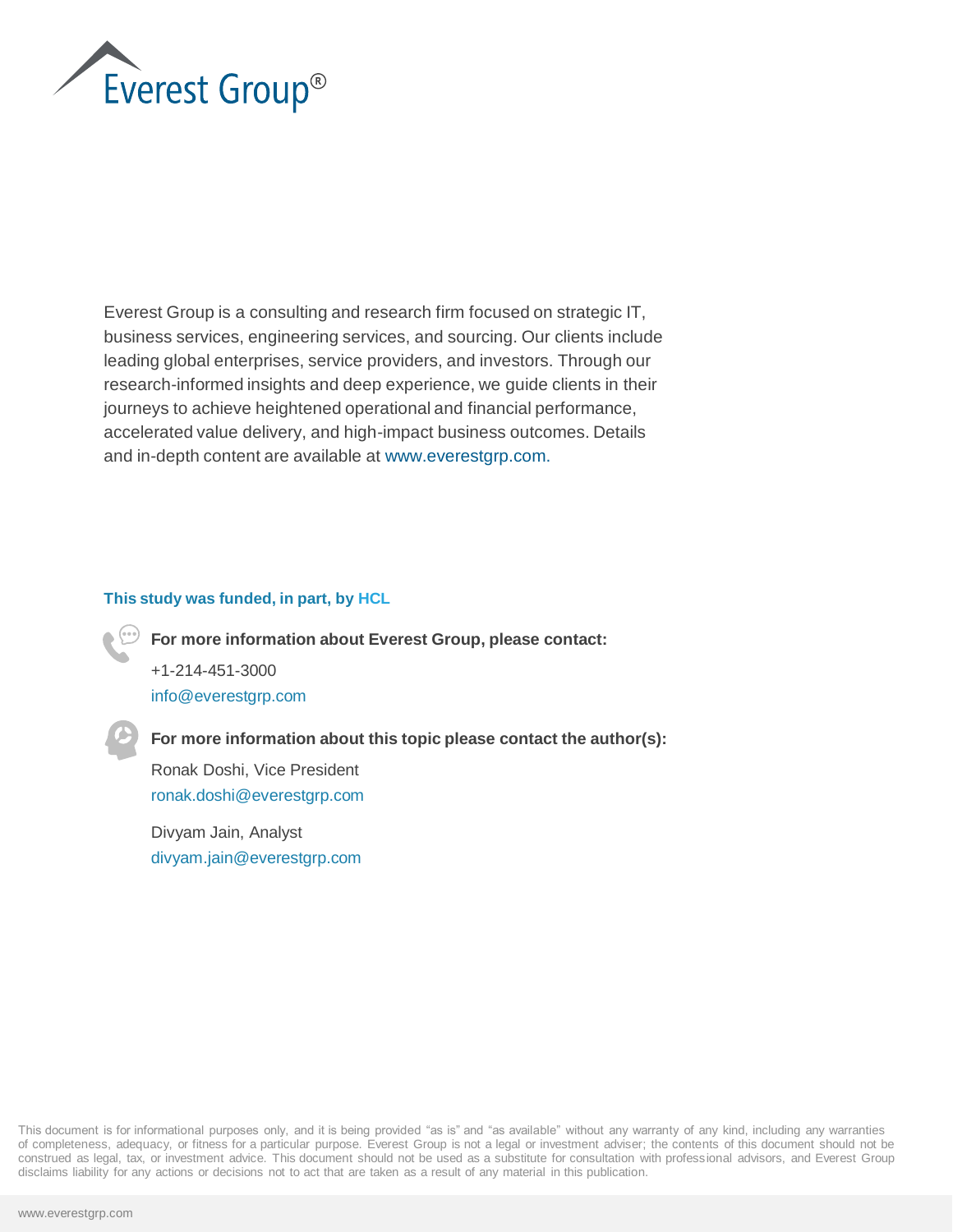Everest Group®

Everest Group is a consulting and research firm focused on strategic IT, business services, engineering services, and sourcing. Our clients include leading global enterprises, service providers, and investors. Through our research-informed insights and deep experience, we guide clients in their journeys to achieve heightened operational and financial performance, accelerated value delivery, and high-impact business outcomes. Details and in-depth content are available at www.everestgrp.com.

**This study was funded, in part, by HCL**

**For more information about Everest Group, please contact:**

+1-214-451-3000

info@everestgrp.com

**For more information about this topic please contact the author(s):**

Ronak Doshi, Vice President

ronak.doshi@everestgrp.com

Divyam Jain, Analyst

divyam.jain@everestgrp.com

This document is for informational purposes only, and it is being provided "as is" and "as available" without any warranty of any kind, including any warranties of completeness, adequacy, or fitness for a particular purpose. Everest Group is not a legal or investment adviser; the contents of this document should not be construed as legal, tax, or investment advice. This document should not be used as a substitute for consultation with professional advisors, and Everest Group disclaims liability for any actions or decisions not to act that are taken as a result of any material in this publication.